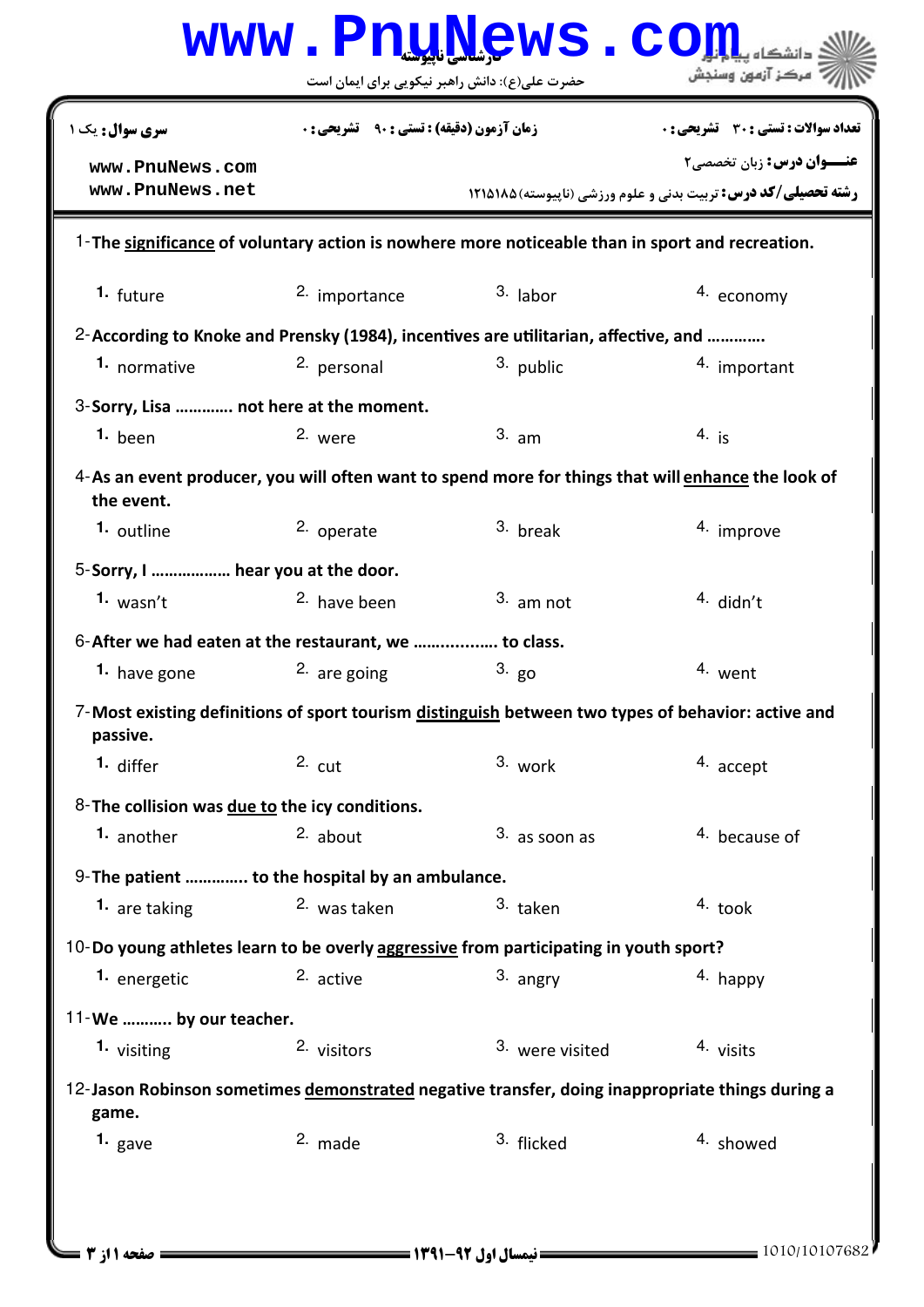| سری سوال: یک ۱ | زمان آزمون (دقیقه) : تستی : ۹۰ تشریحی : ۰ | تعداد سوالات : تستی : ۳۰ تشریحی : ۰ |
|---|---|---|
| www.PnuNews.com<br>www.PnuNews.net | | عنـــوان درس: زبان تخصصی۲<br>رشته تحصیلی/کد درس: تربیت بدنی و علوم ورزشی (ناپیوسته) ۱۲۱۵۱۸۵ |

1-**The significance of voluntary action is nowhere more noticeable than in sport and recreation.**

1. future 2. importance 3. labor 4. economy

2-**According to Knoke and Prensky (1984), incentives are utilitarian, affective, and …………**

1. normative 2. personal 3. public 4. important

3-**Sorry, Lisa ………… not here at the moment.**

1. been 2. were 3. am 4. is

4-**As an event producer, you will often want to spend more for things that will enhance the look of the event.**

1. outline 2. operate 3. break 4. improve

5-**Sorry, I ……………… hear you at the door.**

1. wasn't 2. have been 3. am not 4. didn't

6-**After we had eaten at the restaurant, we …………….. to class.**

1. have gone 2. are going 3. go 4. went

7-**Most existing definitions of sport tourism distinguish between two types of behavior: active and passive.**

1. differ 2. cut 3. work 4. accept

8-**The collision was due to the icy conditions.**

1. another 2. about 3. as soon as 4. because of

9-**The patient …………. to the hospital by an ambulance.**

1. are taking 2. was taken 3. taken 4. took

10-**Do young athletes learn to be overly aggressive from participating in youth sport?**

1. energetic 2. active 3. angry 4. happy

11-**We ……….. by our teacher.**

1. visiting 2. visitors 3. were visited 4. visits

12-**Jason Robinson sometimes demonstrated negative transfer, doing inappropriate things during a game.**

1. gave 2. made 3. flicked 4. showed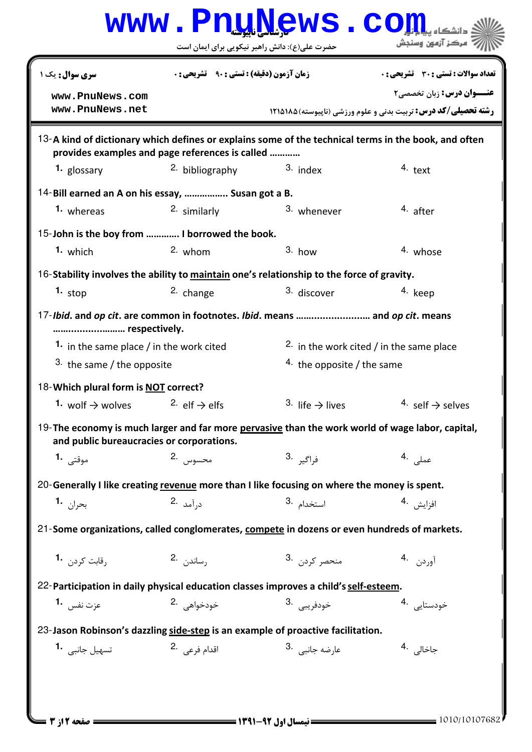**سری سوال:** یک ۱ | **زمان آزمون (دقیقه) : تستی : ۹۰ تشریحی : ۰** | **تعداد سوالات : تستی : ۳۰ تشریحی : ۰**

**عنـــوان درس:** زبان تخصصی۲

**رشته تحصیلی/کد درس:** تربیت بدنی و علوم ورزشی (ناپیوسته) ۱۲۱۵۱۸۵

13- **A kind of dictionary which defines or explains some of the technical terms in the book, and often provides examples and page references is called ………..**

1. glossary
2. bibliography
3. index
4. text

14- **Bill earned an A on his essay, …………….. Susan got a B.**

1. whereas
2. similarly
3. whenever
4. after

15- **John is the boy from ………… I borrowed the book.**

1. which
2. whom
3. how
4. whose

16- **Stability involves the ability to <u>maintain</u> one's relationship to the force of gravity.**

1. stop
2. change
3. discover
4. keep

17- ***Ibid*. and *op cit*. are common in footnotes. *Ibid*. means ……………………… and *op cit*. means ……………………… respectively.**

1. in the same place / in the work cited
2. in the work cited / in the same place
3. the same / the opposite
4. the opposite / the same

18- **Which plural form is <u>NOT</u> correct?**

1. wolf → wolves
2. elf → elfs
3. life → lives
4. self → selves

19- **The economy is much larger and far more <u>pervasive</u> than the work world of wage labor, capital, and public bureaucracies or corporations.**

1. موقتی
2. محسوس
3. فراگیر
4. عملی

20- **Generally I like creating <u>revenue</u> more than I like focusing on where the money is spent.**

1. بحران
2. درآمد
3. استخدام
4. افزایش

21- **Some organizations, called conglomerates, <u>compete</u> in dozens or even hundreds of markets.**

1. رقابت کردن
2. رساندن
3. منحصر کردن
4. آوردن

22- **Participation in daily physical education classes improves a child's <u>self-esteem</u>.**

1. عزت نفس
2. خودخواهی
3. خودفریبی
4. خودستایی

23- **Jason Robinson's dazzling <u>side-step</u> is an example of proactive facilitation.**

1. تسهیل جانبی
2. اقدام فرعی
3. عارضه جانبی
4. جاخالی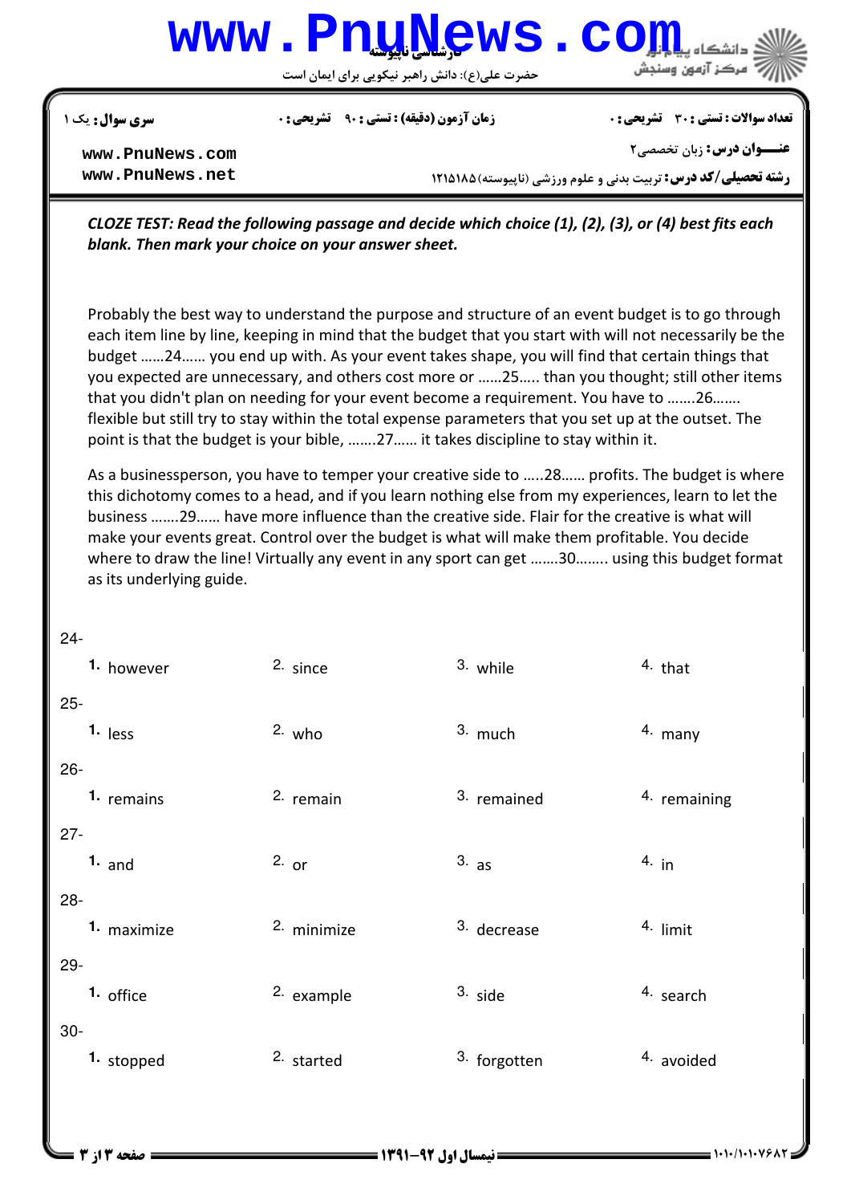*CLOZE TEST: Read the following passage and decide which choice (1), (2), (3), or (4) best fits each blank. Then mark your choice on your answer sheet.*

Probably the best way to understand the purpose and structure of an event budget is to go through each item line by line, keeping in mind that the budget that you start with will not necessarily be the budget ……24…… you end up with. As your event takes shape, you will find that certain things that you expected are unnecessary, and others cost more or ……25….. than you thought; still other items that you didn't plan on needing for your event become a requirement. You have to …….26……. flexible but still try to stay within the total expense parameters that you set up at the outset. The point is that the budget is your bible, …….27…… it takes discipline to stay within it.

As a businessperson, you have to temper your creative side to …..28…… profits. The budget is where this dichotomy comes to a head, and if you learn nothing else from my experiences, learn to let the business …….29…… have more influence than the creative side. Flair for the creative is what will make your events great. Control over the budget is what will make them profitable. You decide where to draw the line! Virtually any event in any sport can get …….30…….. using this budget format as its underlying guide.

24-

1. however
2. since
3. while
4. that

25-

1. less
2. who
3. much
4. many

26-

1. remains
2. remain
3. remained
4. remaining

27-

1. and
2. or
3. as
4. in

28-

1. maximize
2. minimize
3. decrease
4. limit

29-

1. office
2. example
3. side
4. search

30-

1. stopped
2. started
3. forgotten
4. avoided